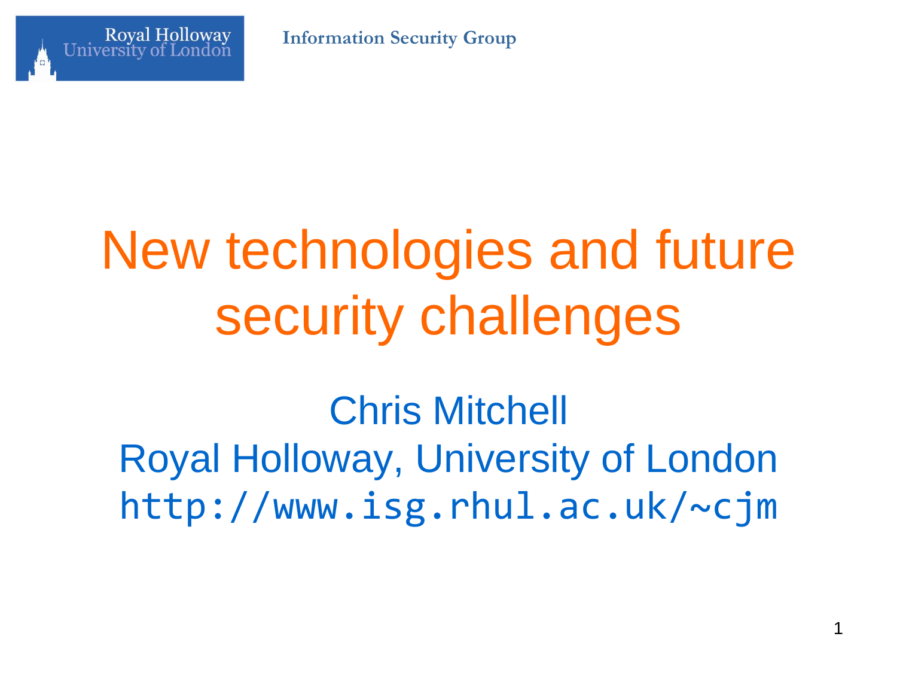Royal Holloway University of London

Information Security Group

# New technologies and future security challenges

Chris Mitchell

Royal Holloway, University of London

http://www.isg.rhul.ac.uk/~cjm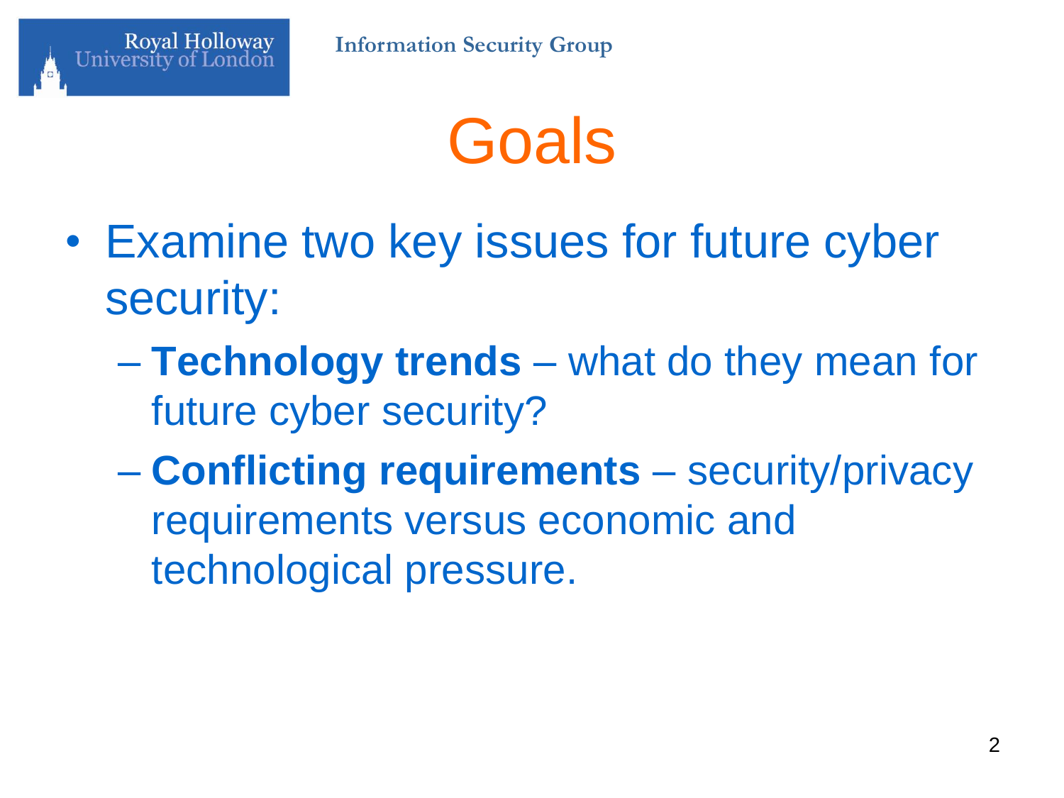# Goals

- Examine two key issues for future cyber security:
  - **Technology trends** – what do they mean for future cyber security?
  - **Conflicting requirements** – security/privacy requirements versus economic and technological pressure.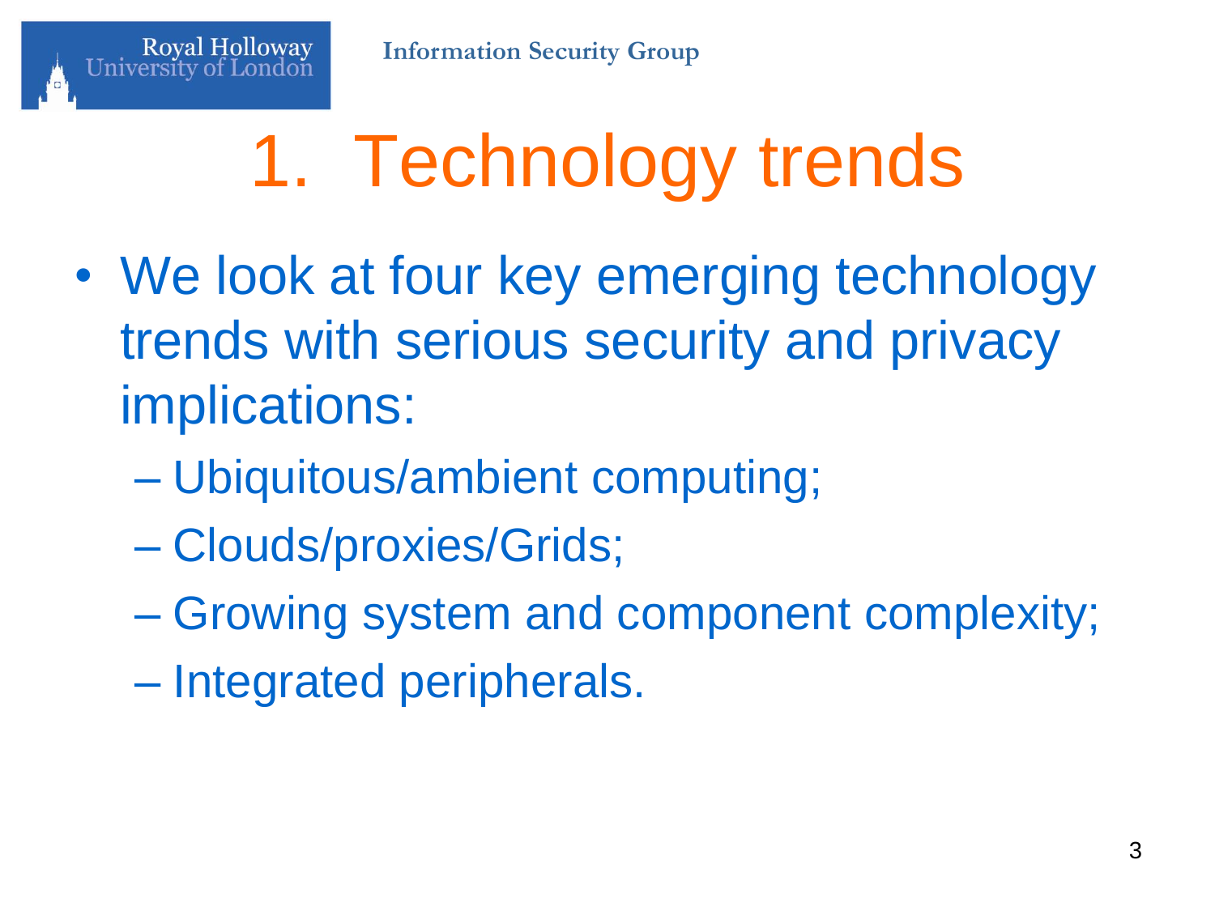# 1. Technology trends

- We look at four key emerging technology trends with serious security and privacy implications:
  - Ubiquitous/ambient computing;
  - Clouds/proxies/Grids;
  - Growing system and component complexity;
  - Integrated peripherals.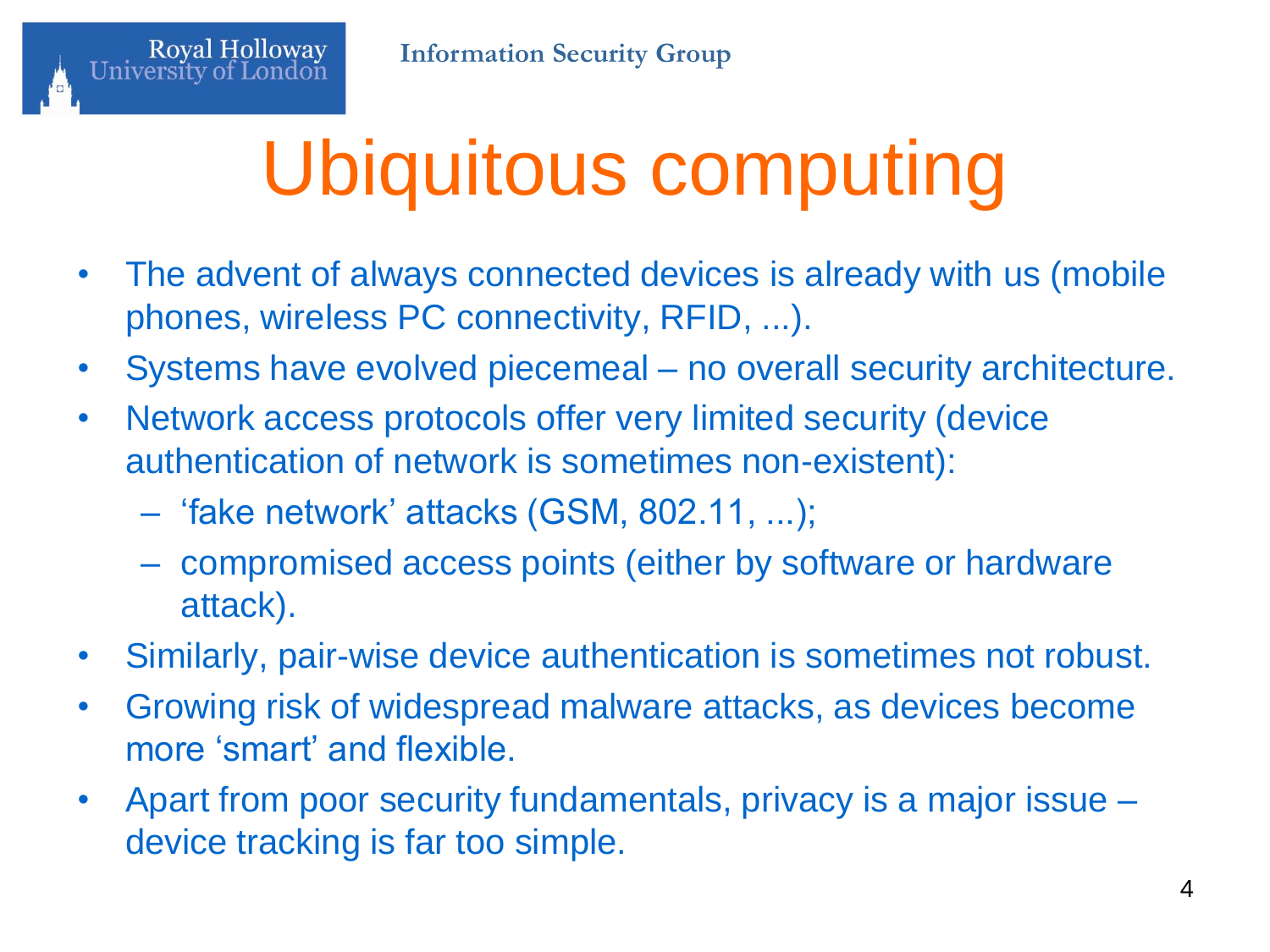# Ubiquitous computing

- The advent of always connected devices is already with us (mobile phones, wireless PC connectivity, RFID, ...).
- Systems have evolved piecemeal – no overall security architecture.
- Network access protocols offer very limited security (device authentication of network is sometimes non-existent):
  - 'fake network' attacks (GSM, 802.11, ...);
  - compromised access points (either by software or hardware attack).
- Similarly, pair-wise device authentication is sometimes not robust.
- Growing risk of widespread malware attacks, as devices become more 'smart' and flexible.
- Apart from poor security fundamentals, privacy is a major issue – device tracking is far too simple.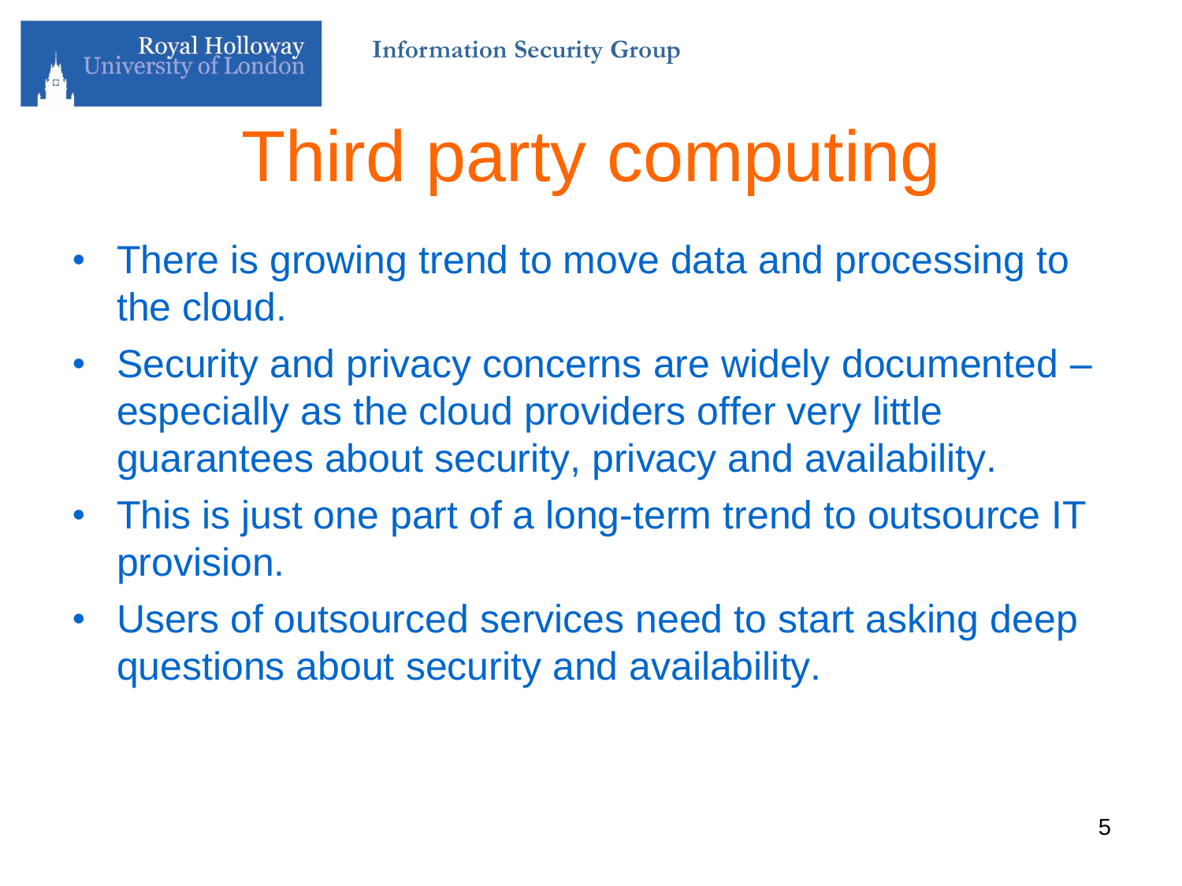# Third party computing

- There is growing trend to move data and processing to the cloud.
- Security and privacy concerns are widely documented – especially as the cloud providers offer very little guarantees about security, privacy and availability.
- This is just one part of a long-term trend to outsource IT provision.
- Users of outsourced services need to start asking deep questions about security and availability.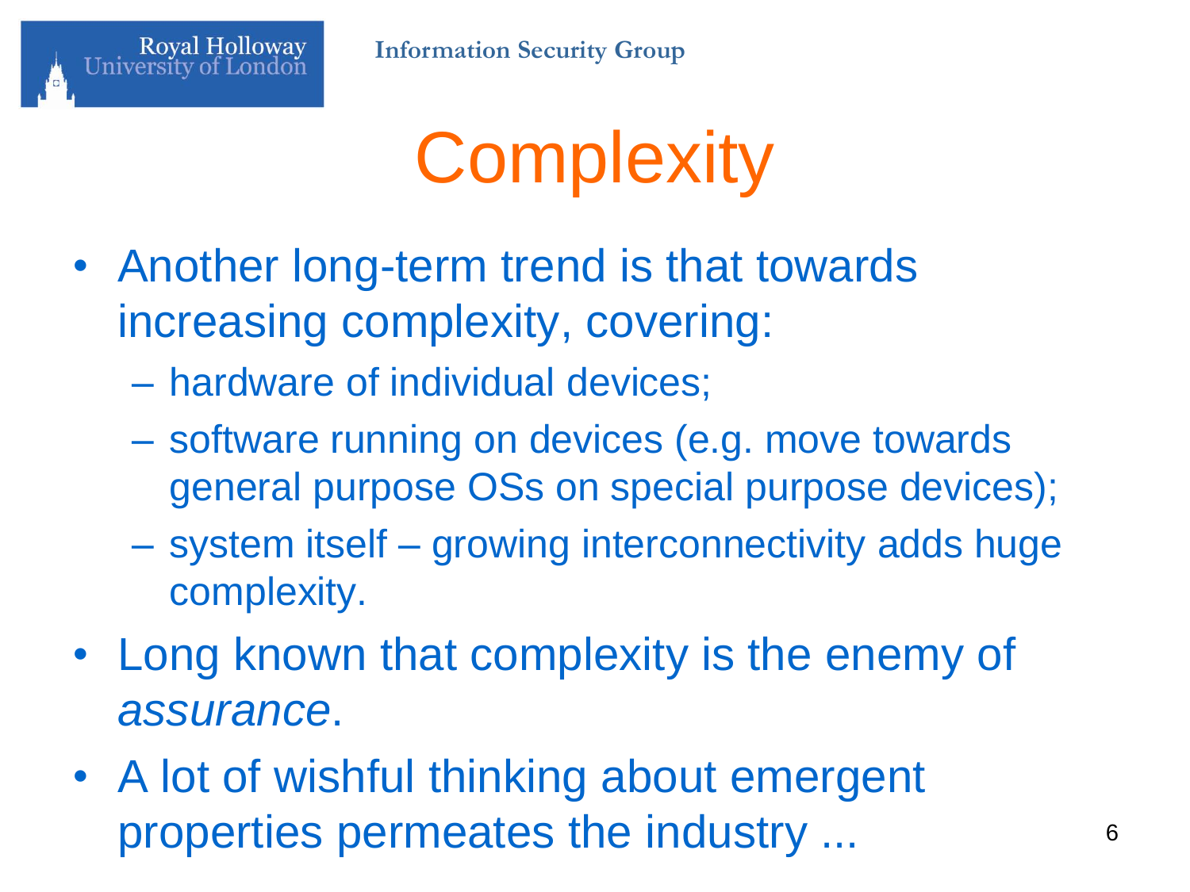# Complexity

- Another long-term trend is that towards increasing complexity, covering:
  - hardware of individual devices;
  - software running on devices (e.g. move towards general purpose OSs on special purpose devices);
  - system itself – growing interconnectivity adds huge complexity.
- Long known that complexity is the enemy of *assurance*.
- A lot of wishful thinking about emergent properties permeates the industry ...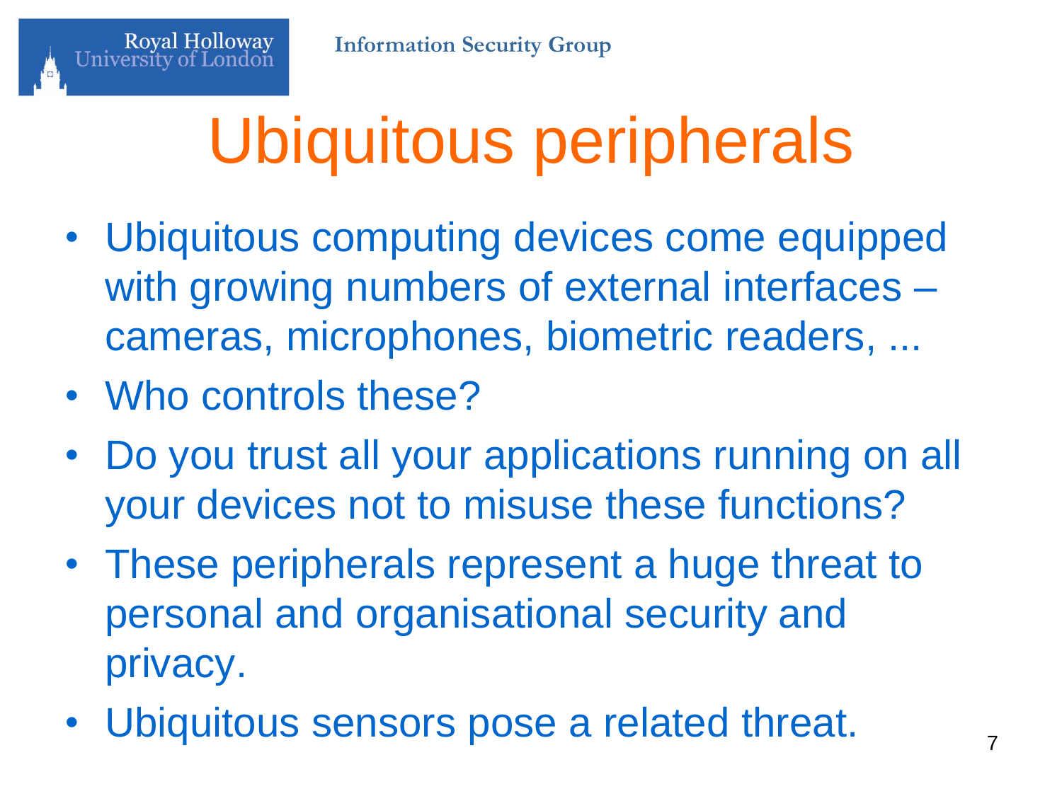# Ubiquitous peripherals

- Ubiquitous computing devices come equipped with growing numbers of external interfaces – cameras, microphones, biometric readers, ...
- Who controls these?
- Do you trust all your applications running on all your devices not to misuse these functions?
- These peripherals represent a huge threat to personal and organisational security and privacy.
- Ubiquitous sensors pose a related threat.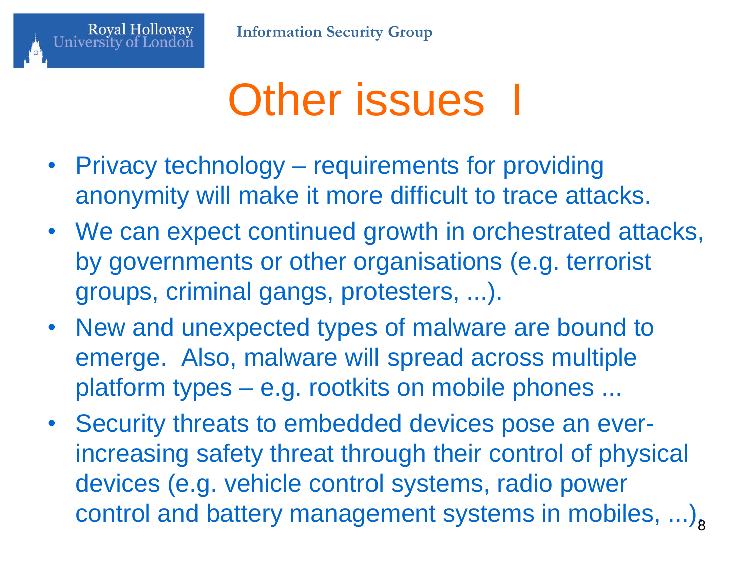# Other issues I

- Privacy technology – requirements for providing anonymity will make it more difficult to trace attacks.
- We can expect continued growth in orchestrated attacks, by governments or other organisations (e.g. terrorist groups, criminal gangs, protesters, ...).
- New and unexpected types of malware are bound to emerge. Also, malware will spread across multiple platform types – e.g. rootkits on mobile phones ...
- Security threats to embedded devices pose an ever-increasing safety threat through their control of physical devices (e.g. vehicle control systems, radio power control and battery management systems in mobiles, ...).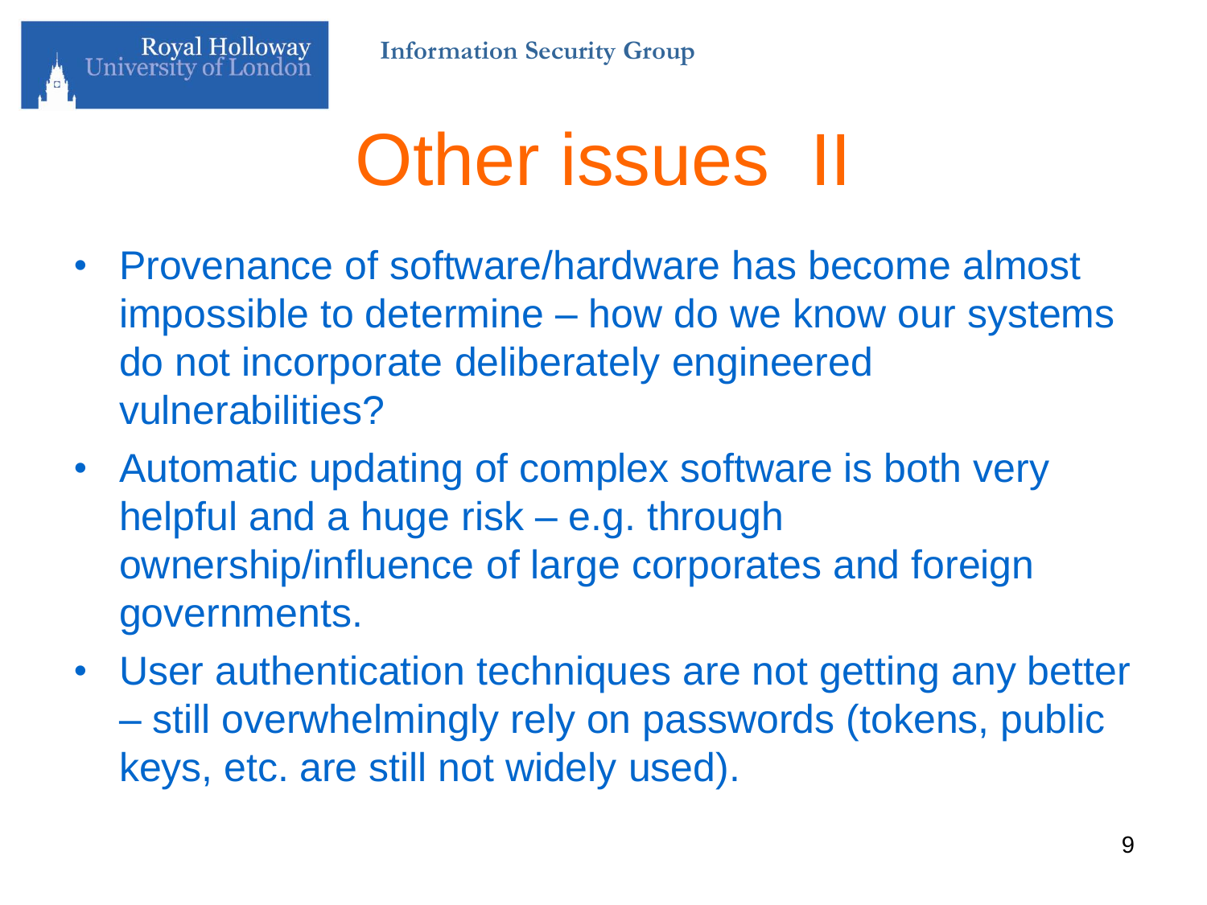# Other issues II

- Provenance of software/hardware has become almost impossible to determine – how do we know our systems do not incorporate deliberately engineered vulnerabilities?
- Automatic updating of complex software is both very helpful and a huge risk – e.g. through ownership/influence of large corporates and foreign governments.
- User authentication techniques are not getting any better – still overwhelmingly rely on passwords (tokens, public keys, etc. are still not widely used).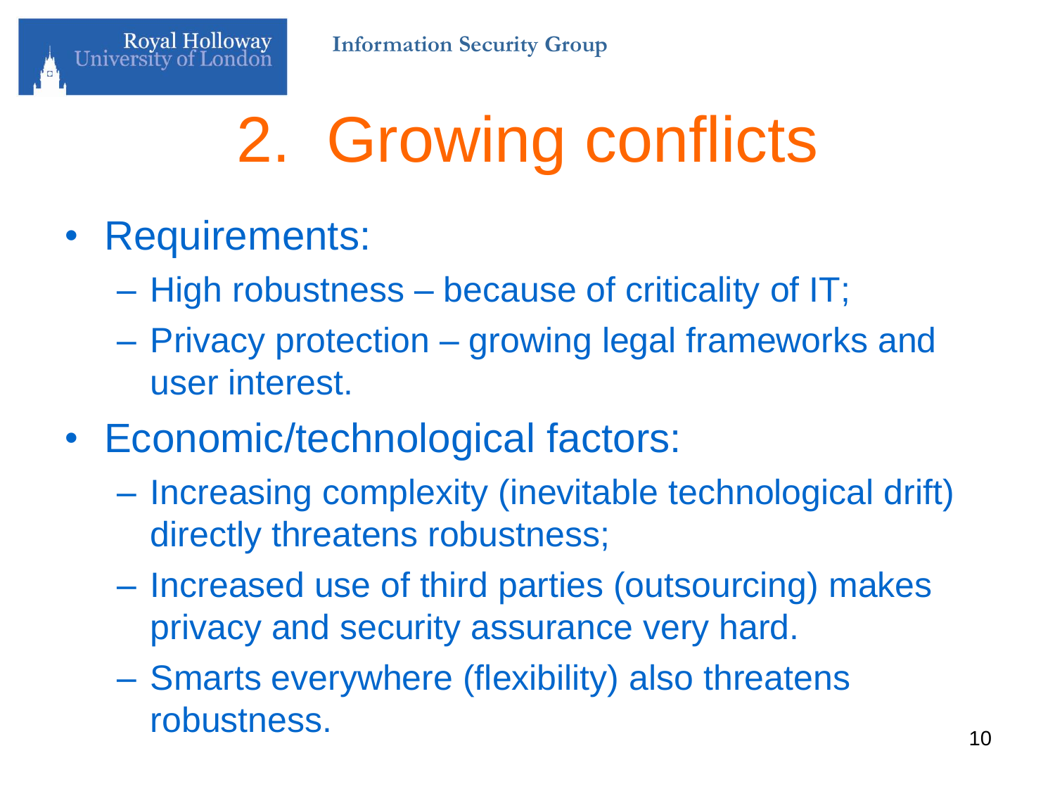# 2. Growing conflicts

- Requirements:
  - High robustness – because of criticality of IT;
  - Privacy protection – growing legal frameworks and user interest.
- Economic/technological factors:
  - Increasing complexity (inevitable technological drift) directly threatens robustness;
  - Increased use of third parties (outsourcing) makes privacy and security assurance very hard.
  - Smarts everywhere (flexibility) also threatens robustness.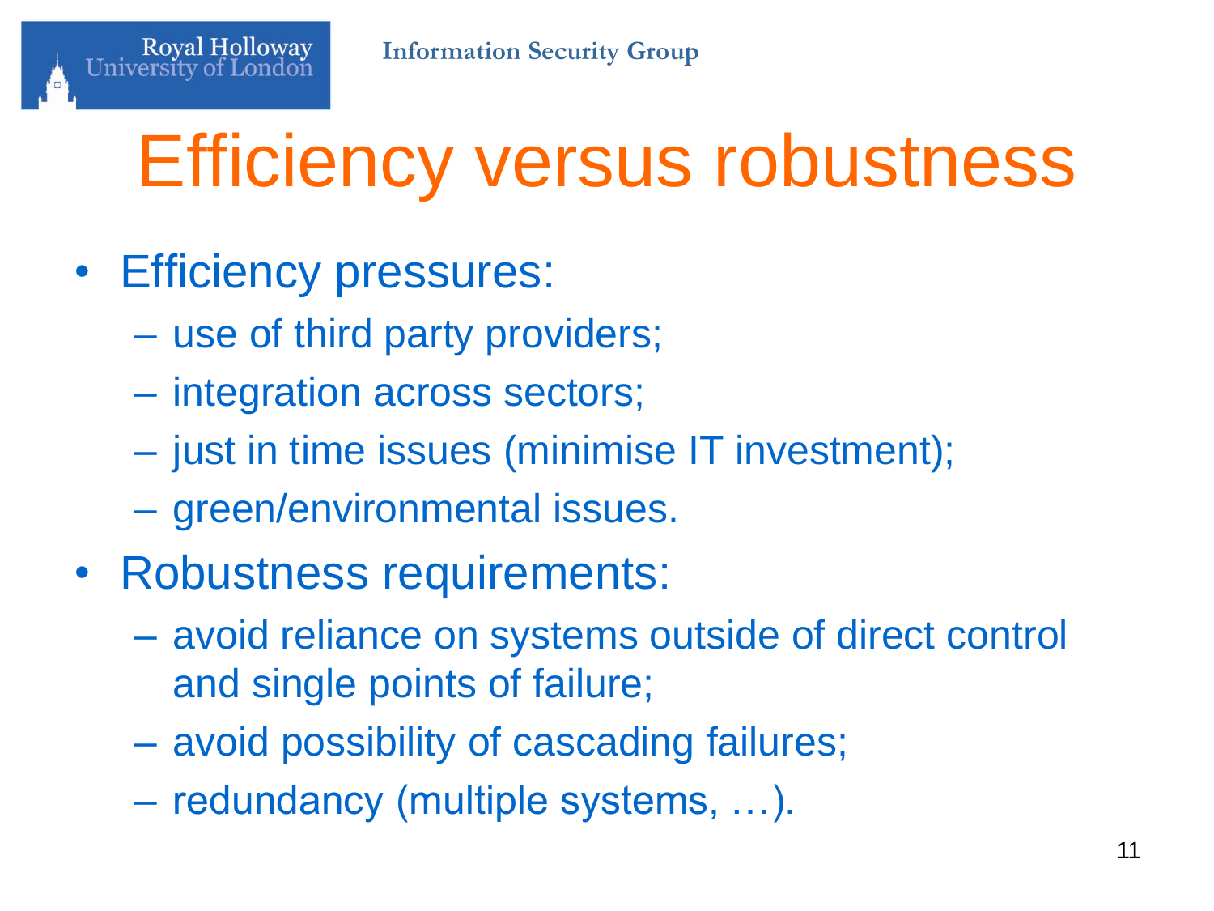# Efficiency versus robustness

- Efficiency pressures:
  - use of third party providers;
  - integration across sectors;
  - just in time issues (minimise IT investment);
  - green/environmental issues.
- Robustness requirements:
  - avoid reliance on systems outside of direct control and single points of failure;
  - avoid possibility of cascading failures;
  - redundancy (multiple systems, …).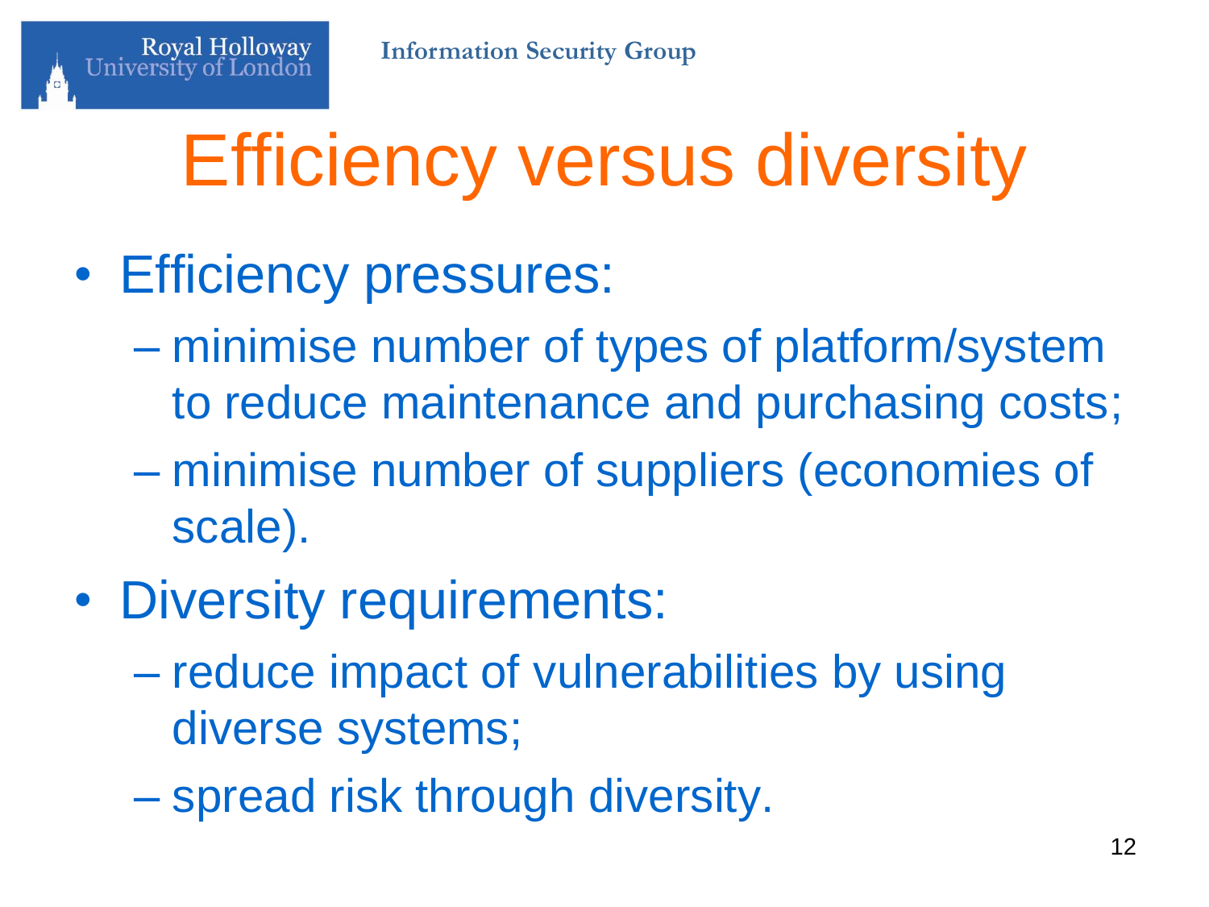# Efficiency versus diversity

- Efficiency pressures:
  - minimise number of types of platform/system to reduce maintenance and purchasing costs;
  - minimise number of suppliers (economies of scale).
- Diversity requirements:
  - reduce impact of vulnerabilities by using diverse systems;
  - spread risk through diversity.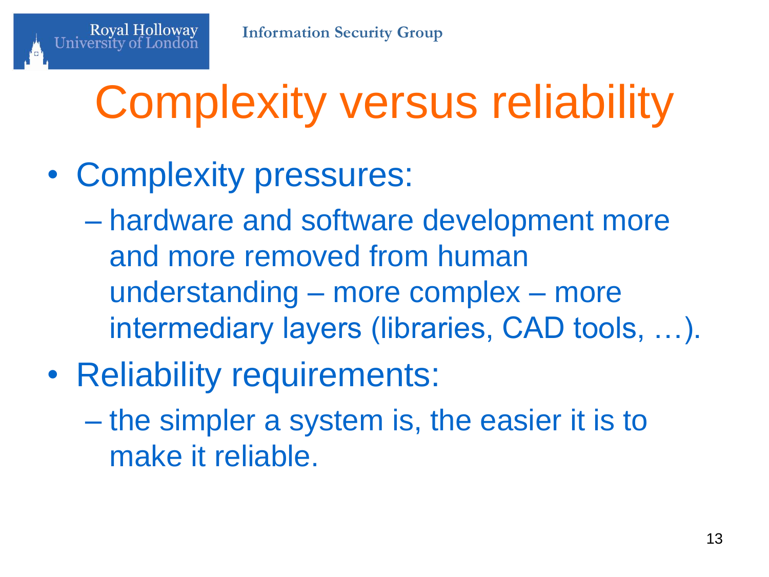# Complexity versus reliability

- Complexity pressures:
  - hardware and software development more and more removed from human understanding – more complex – more intermediary layers (libraries, CAD tools, …).
- Reliability requirements:
  - the simpler a system is, the easier it is to make it reliable.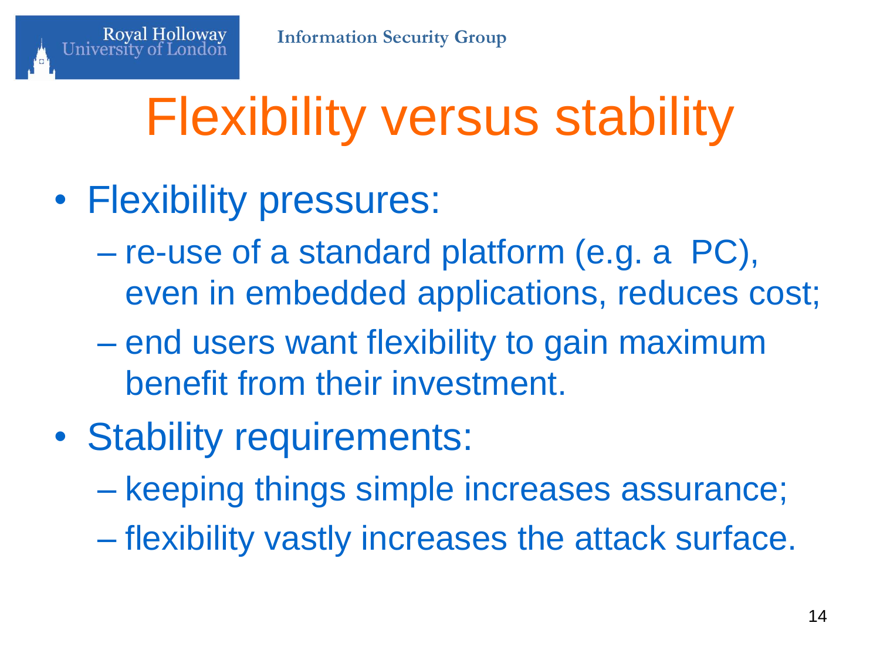# Flexibility versus stability

- Flexibility pressures:
  - re-use of a standard platform (e.g. a PC), even in embedded applications, reduces cost;
  - end users want flexibility to gain maximum benefit from their investment.
- Stability requirements:
  - keeping things simple increases assurance;
  - flexibility vastly increases the attack surface.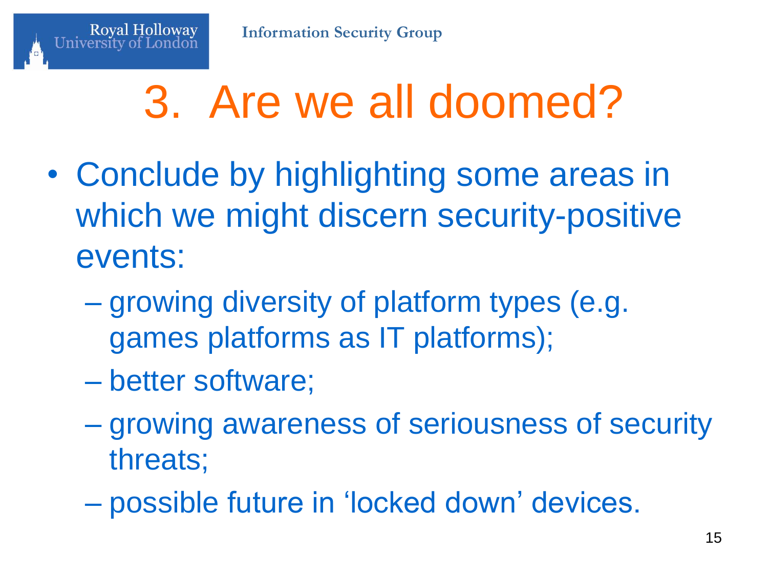# 3. Are we all doomed?

- Conclude by highlighting some areas in which we might discern security-positive events:
  - growing diversity of platform types (e.g. games platforms as IT platforms);
  - better software;
  - growing awareness of seriousness of security threats;
  - possible future in ‘locked down’ devices.